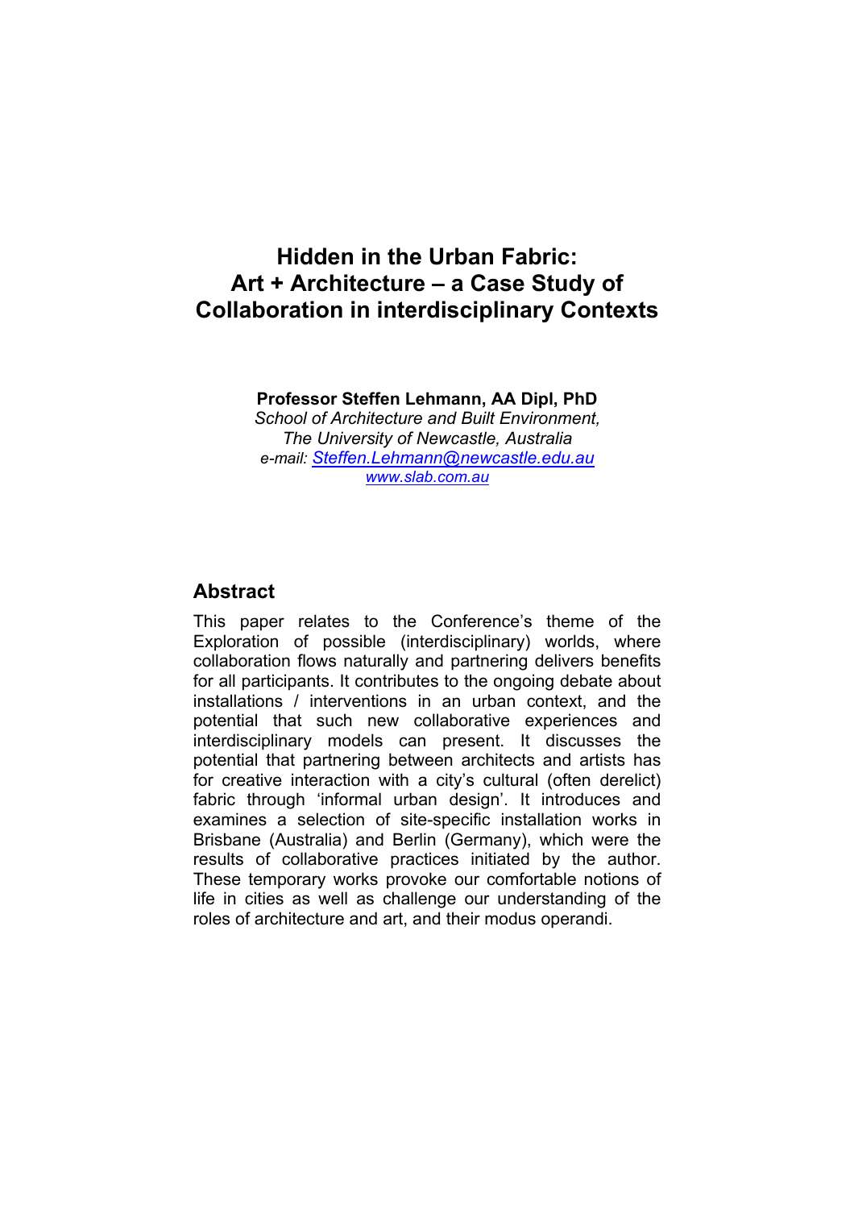# Hidden in the Urban Fabric: Art + Architecture – a Case Study of Collaboration in interdisciplinary Contexts

**Professor Steffen Lehmann, AA Dipl, PhD**
*School of Architecture and Built Environment,*
*The University of Newcastle, Australia*
*e-mail:* [Steffen.Lehmann@newcastle.edu.au](mailto:Steffen.Lehmann@newcastle.edu.au)
[www.slab.com.au](http://www.slab.com.au)

## Abstract

This paper relates to the Conference's theme of the Exploration of possible (interdisciplinary) worlds, where collaboration flows naturally and partnering delivers benefits for all participants. It contributes to the ongoing debate about installations / interventions in an urban context, and the potential that such new collaborative experiences and interdisciplinary models can present. It discusses the potential that partnering between architects and artists has for creative interaction with a city's cultural (often derelict) fabric through 'informal urban design'. It introduces and examines a selection of site-specific installation works in Brisbane (Australia) and Berlin (Germany), which were the results of collaborative practices initiated by the author. These temporary works provoke our comfortable notions of life in cities as well as challenge our understanding of the roles of architecture and art, and their modus operandi.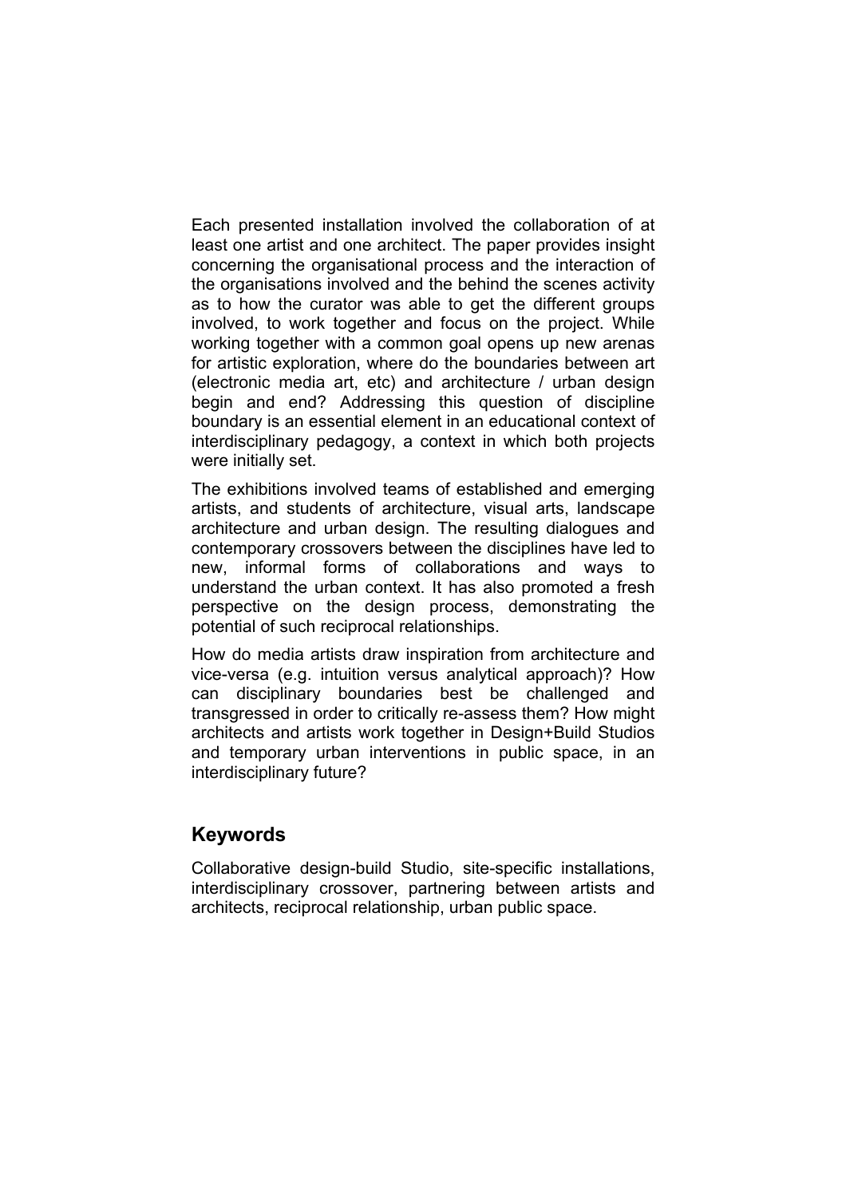Each presented installation involved the collaboration of at least one artist and one architect. The paper provides insight concerning the organisational process and the interaction of the organisations involved and the behind the scenes activity as to how the curator was able to get the different groups involved, to work together and focus on the project. While working together with a common goal opens up new arenas for artistic exploration, where do the boundaries between art (electronic media art, etc) and architecture / urban design begin and end? Addressing this question of discipline boundary is an essential element in an educational context of interdisciplinary pedagogy, a context in which both projects were initially set.

The exhibitions involved teams of established and emerging artists, and students of architecture, visual arts, landscape architecture and urban design. The resulting dialogues and contemporary crossovers between the disciplines have led to new, informal forms of collaborations and ways to understand the urban context. It has also promoted a fresh perspective on the design process, demonstrating the potential of such reciprocal relationships.

How do media artists draw inspiration from architecture and vice-versa (e.g. intuition versus analytical approach)? How can disciplinary boundaries best be challenged and transgressed in order to critically re-assess them? How might architects and artists work together in Design+Build Studios and temporary urban interventions in public space, in an interdisciplinary future?

## Keywords

Collaborative design-build Studio, site-specific installations, interdisciplinary crossover, partnering between artists and architects, reciprocal relationship, urban public space.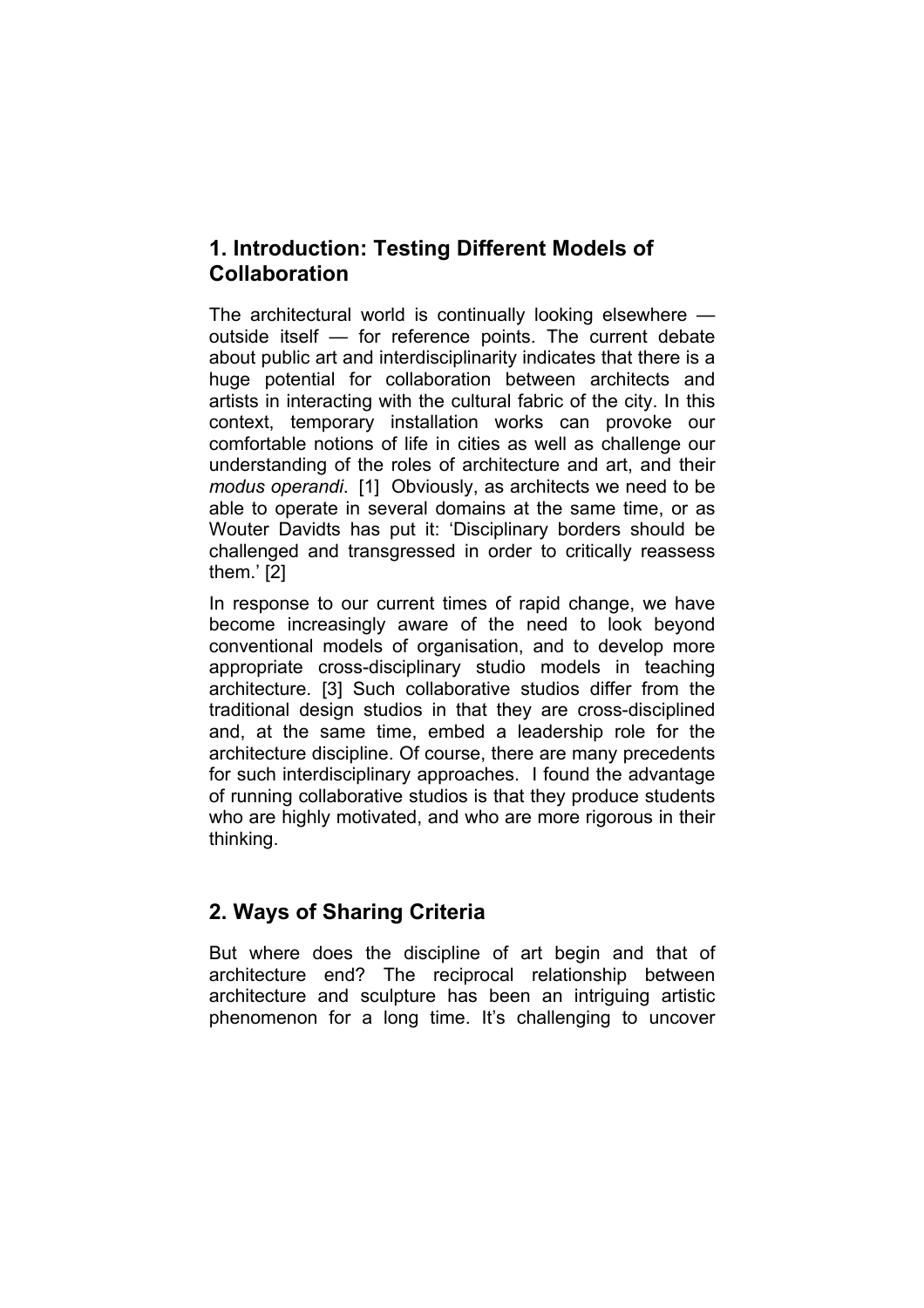## 1. Introduction: Testing Different Models of Collaboration

The architectural world is continually looking elsewhere — outside itself — for reference points. The current debate about public art and interdisciplinarity indicates that there is a huge potential for collaboration between architects and artists in interacting with the cultural fabric of the city. In this context, temporary installation works can provoke our comfortable notions of life in cities as well as challenge our understanding of the roles of architecture and art, and their *modus operandi*. [1] Obviously, as architects we need to be able to operate in several domains at the same time, or as Wouter Davidts has put it: 'Disciplinary borders should be challenged and transgressed in order to critically reassess them.' [2]

In response to our current times of rapid change, we have become increasingly aware of the need to look beyond conventional models of organisation, and to develop more appropriate cross-disciplinary studio models in teaching architecture. [3] Such collaborative studios differ from the traditional design studios in that they are cross-disciplined and, at the same time, embed a leadership role for the architecture discipline. Of course, there are many precedents for such interdisciplinary approaches. I found the advantage of running collaborative studios is that they produce students who are highly motivated, and who are more rigorous in their thinking.

## 2. Ways of Sharing Criteria

But where does the discipline of art begin and that of architecture end? The reciprocal relationship between architecture and sculpture has been an intriguing artistic phenomenon for a long time. It's challenging to uncover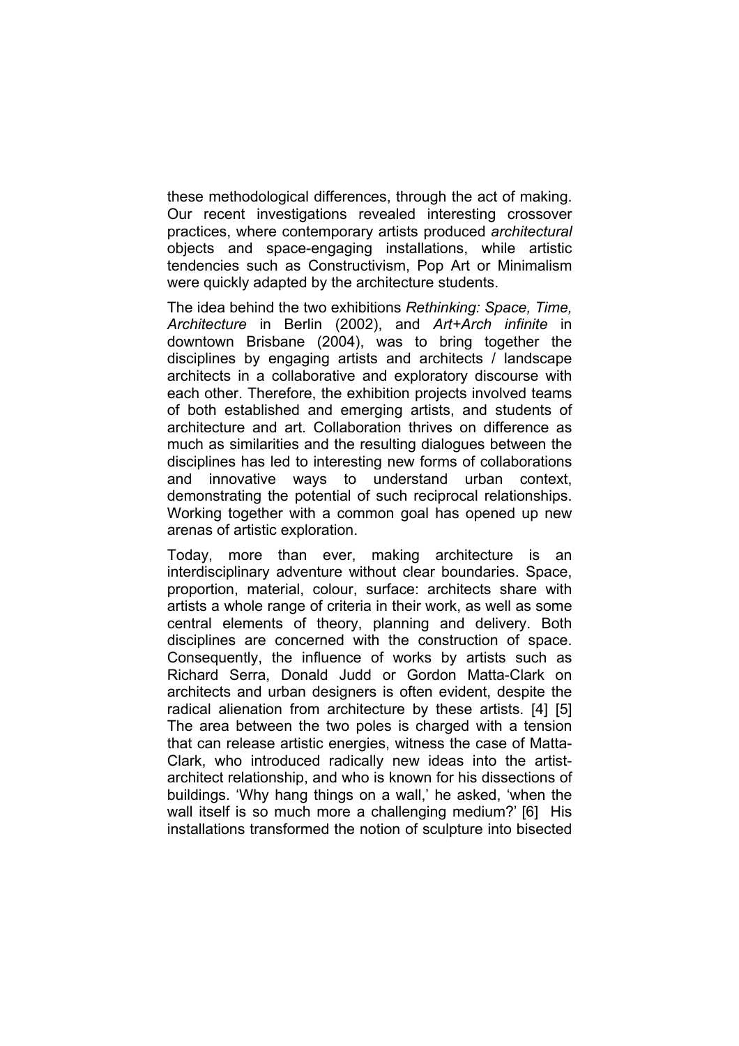these methodological differences, through the act of making. Our recent investigations revealed interesting crossover practices, where contemporary artists produced *architectural* objects and space-engaging installations, while artistic tendencies such as Constructivism, Pop Art or Minimalism were quickly adapted by the architecture students.

The idea behind the two exhibitions *Rethinking: Space, Time, Architecture* in Berlin (2002), and *Art+Arch infinite* in downtown Brisbane (2004), was to bring together the disciplines by engaging artists and architects / landscape architects in a collaborative and exploratory discourse with each other. Therefore, the exhibition projects involved teams of both established and emerging artists, and students of architecture and art. Collaboration thrives on difference as much as similarities and the resulting dialogues between the disciplines has led to interesting new forms of collaborations and innovative ways to understand urban context, demonstrating the potential of such reciprocal relationships. Working together with a common goal has opened up new arenas of artistic exploration.

Today, more than ever, making architecture is an interdisciplinary adventure without clear boundaries. Space, proportion, material, colour, surface: architects share with artists a whole range of criteria in their work, as well as some central elements of theory, planning and delivery. Both disciplines are concerned with the construction of space. Consequently, the influence of works by artists such as Richard Serra, Donald Judd or Gordon Matta-Clark on architects and urban designers is often evident, despite the radical alienation from architecture by these artists. [4] [5] The area between the two poles is charged with a tension that can release artistic energies, witness the case of Matta-Clark, who introduced radically new ideas into the artist-architect relationship, and who is known for his dissections of buildings. 'Why hang things on a wall,' he asked, 'when the wall itself is so much more a challenging medium?' [6] His installations transformed the notion of sculpture into bisected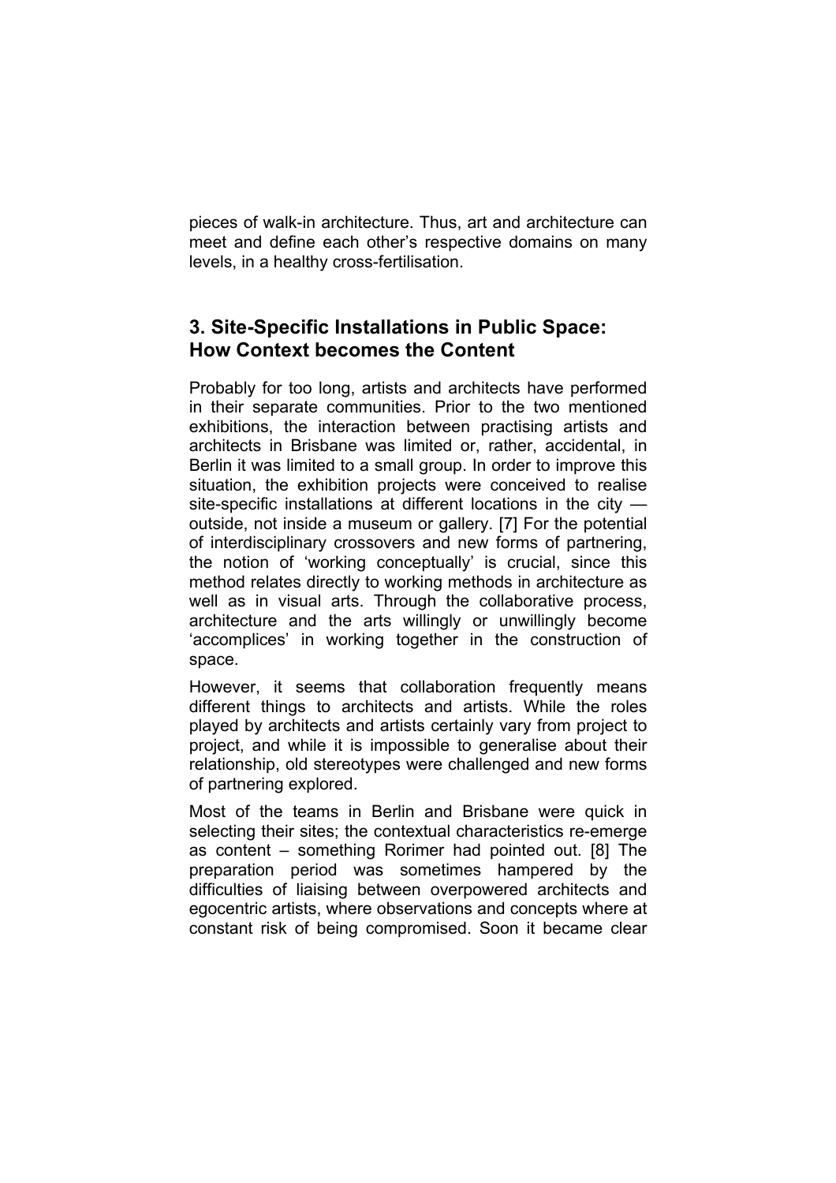pieces of walk-in architecture. Thus, art and architecture can meet and define each other's respective domains on many levels, in a healthy cross-fertilisation.

## 3. Site-Specific Installations in Public Space: How Context becomes the Content

Probably for too long, artists and architects have performed in their separate communities. Prior to the two mentioned exhibitions, the interaction between practising artists and architects in Brisbane was limited or, rather, accidental, in Berlin it was limited to a small group. In order to improve this situation, the exhibition projects were conceived to realise site-specific installations at different locations in the city — outside, not inside a museum or gallery. [7] For the potential of interdisciplinary crossovers and new forms of partnering, the notion of 'working conceptually' is crucial, since this method relates directly to working methods in architecture as well as in visual arts. Through the collaborative process, architecture and the arts willingly or unwillingly become 'accomplices' in working together in the construction of space.

However, it seems that collaboration frequently means different things to architects and artists. While the roles played by architects and artists certainly vary from project to project, and while it is impossible to generalise about their relationship, old stereotypes were challenged and new forms of partnering explored.

Most of the teams in Berlin and Brisbane were quick in selecting their sites; the contextual characteristics re-emerge as content – something Rorimer had pointed out. [8] The preparation period was sometimes hampered by the difficulties of liaising between overpowered architects and egocentric artists, where observations and concepts where at constant risk of being compromised. Soon it became clear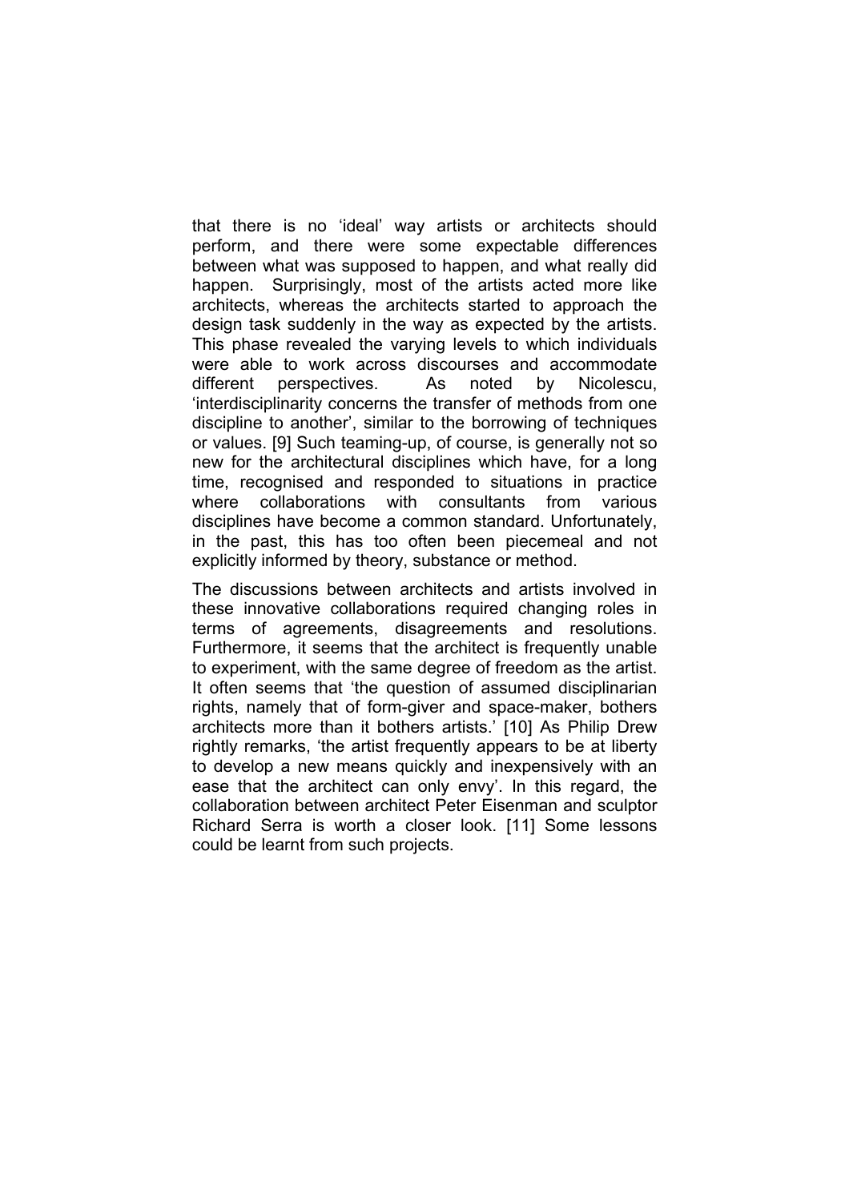that there is no 'ideal' way artists or architects should perform, and there were some expectable differences between what was supposed to happen, and what really did happen. Surprisingly, most of the artists acted more like architects, whereas the architects started to approach the design task suddenly in the way as expected by the artists. This phase revealed the varying levels to which individuals were able to work across discourses and accommodate different perspectives. As noted by Nicolescu, 'interdisciplinarity concerns the transfer of methods from one discipline to another', similar to the borrowing of techniques or values. [9] Such teaming-up, of course, is generally not so new for the architectural disciplines which have, for a long time, recognised and responded to situations in practice where collaborations with consultants from various disciplines have become a common standard. Unfortunately, in the past, this has too often been piecemeal and not explicitly informed by theory, substance or method.

The discussions between architects and artists involved in these innovative collaborations required changing roles in terms of agreements, disagreements and resolutions. Furthermore, it seems that the architect is frequently unable to experiment, with the same degree of freedom as the artist. It often seems that 'the question of assumed disciplinarian rights, namely that of form-giver and space-maker, bothers architects more than it bothers artists.' [10] As Philip Drew rightly remarks, 'the artist frequently appears to be at liberty to develop a new means quickly and inexpensively with an ease that the architect can only envy'. In this regard, the collaboration between architect Peter Eisenman and sculptor Richard Serra is worth a closer look. [11] Some lessons could be learnt from such projects.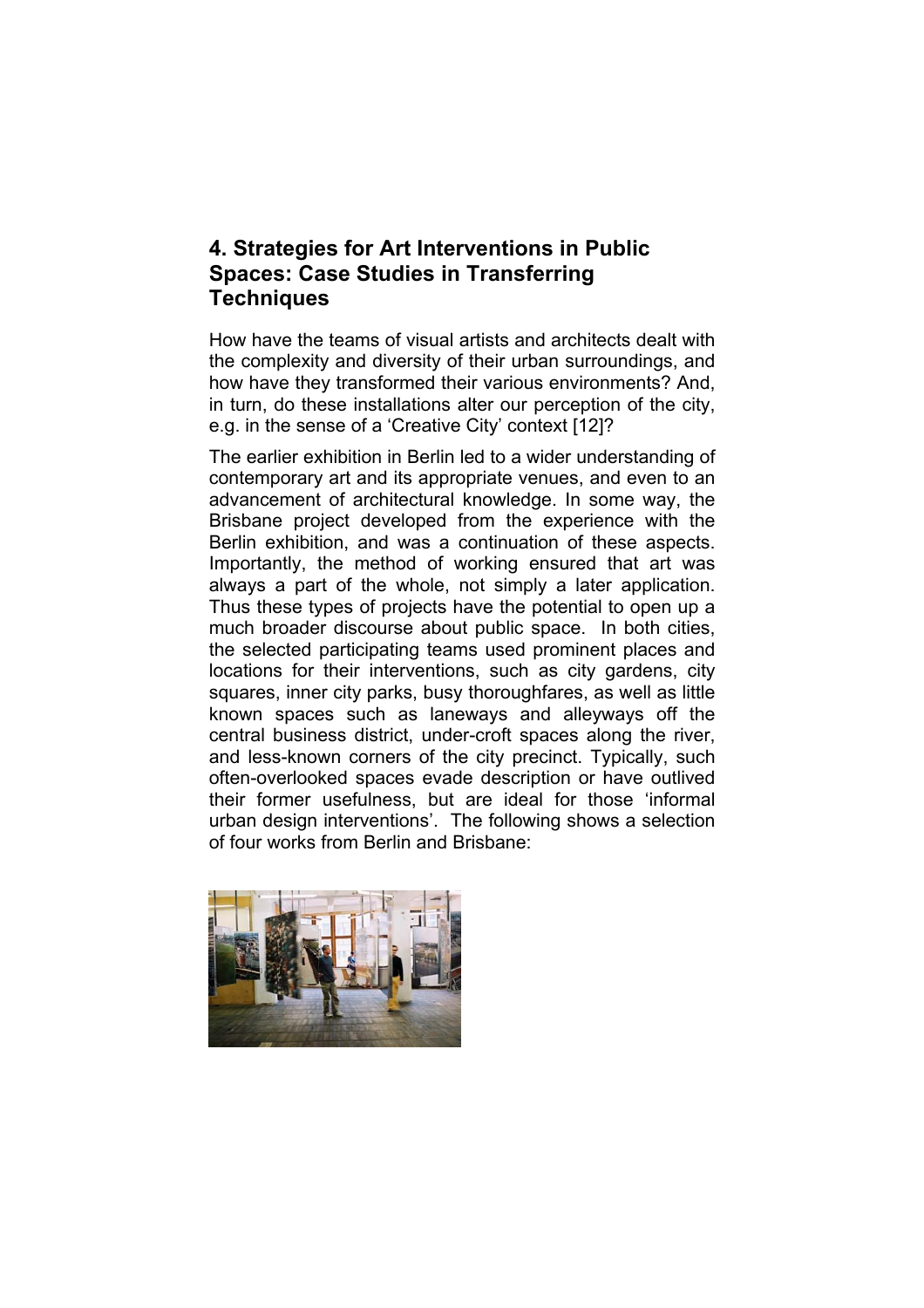## 4. Strategies for Art Interventions in Public Spaces: Case Studies in Transferring Techniques

How have the teams of visual artists and architects dealt with the complexity and diversity of their urban surroundings, and how have they transformed their various environments? And, in turn, do these installations alter our perception of the city, e.g. in the sense of a 'Creative City' context [12]?

The earlier exhibition in Berlin led to a wider understanding of contemporary art and its appropriate venues, and even to an advancement of architectural knowledge. In some way, the Brisbane project developed from the experience with the Berlin exhibition, and was a continuation of these aspects. Importantly, the method of working ensured that art was always a part of the whole, not simply a later application. Thus these types of projects have the potential to open up a much broader discourse about public space. In both cities, the selected participating teams used prominent places and locations for their interventions, such as city gardens, city squares, inner city parks, busy thoroughfares, as well as little known spaces such as laneways and alleyways off the central business district, under-croft spaces along the river, and less-known corners of the city precinct. Typically, such often-overlooked spaces evade description or have outlived their former usefulness, but are ideal for those 'informal urban design interventions'. The following shows a selection of four works from Berlin and Brisbane: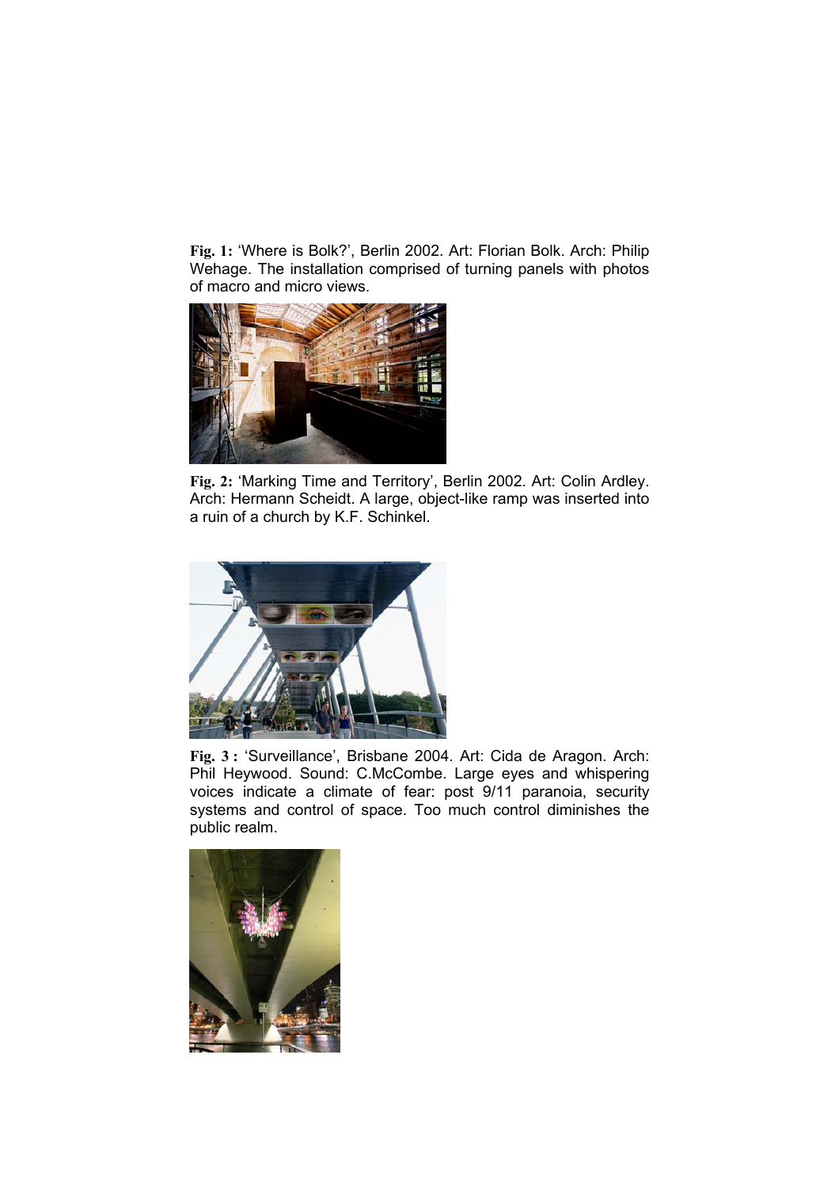**Fig. 1:** 'Where is Bolk?', Berlin 2002. Art: Florian Bolk. Arch: Philip Wehage. The installation comprised of turning panels with photos of macro and micro views.

**Fig. 2:** 'Marking Time and Territory', Berlin 2002. Art: Colin Ardley. Arch: Hermann Scheidt. A large, object-like ramp was inserted into a ruin of a church by K.F. Schinkel.

**Fig. 3 :** 'Surveillance', Brisbane 2004. Art: Cida de Aragon. Arch: Phil Heywood. Sound: C.McCombe. Large eyes and whispering voices indicate a climate of fear: post 9/11 paranoia, security systems and control of space. Too much control diminishes the public realm.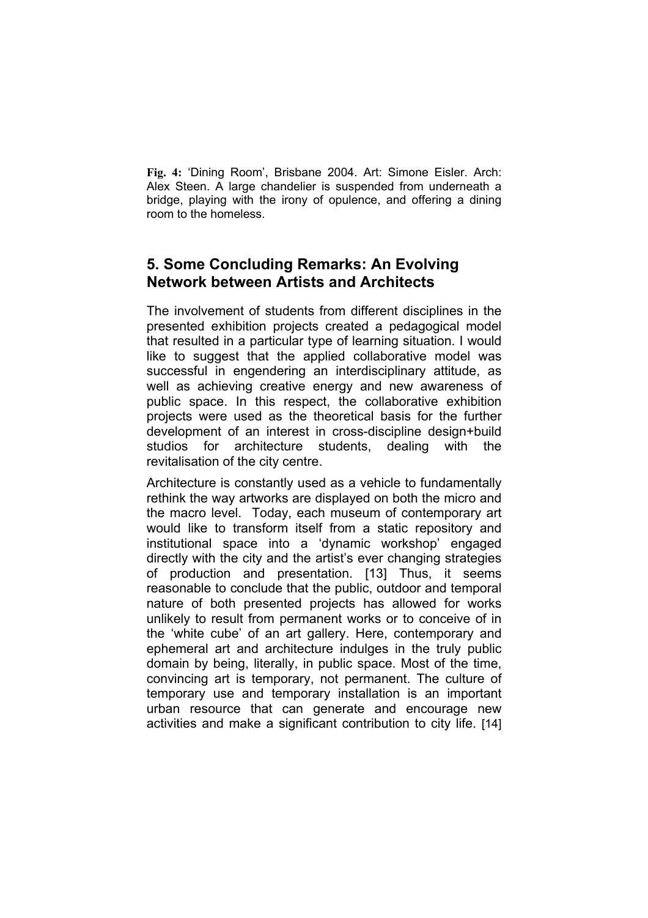**Fig. 4:** 'Dining Room', Brisbane 2004. Art: Simone Eisler. Arch: Alex Steen. A large chandelier is suspended from underneath a bridge, playing with the irony of opulence, and offering a dining room to the homeless.

## 5. Some Concluding Remarks: An Evolving Network between Artists and Architects

The involvement of students from different disciplines in the presented exhibition projects created a pedagogical model that resulted in a particular type of learning situation. I would like to suggest that the applied collaborative model was successful in engendering an interdisciplinary attitude, as well as achieving creative energy and new awareness of public space. In this respect, the collaborative exhibition projects were used as the theoretical basis for the further development of an interest in cross-discipline design+build studios for architecture students, dealing with the revitalisation of the city centre.

Architecture is constantly used as a vehicle to fundamentally rethink the way artworks are displayed on both the micro and the macro level. Today, each museum of contemporary art would like to transform itself from a static repository and institutional space into a 'dynamic workshop' engaged directly with the city and the artist's ever changing strategies of production and presentation. [13] Thus, it seems reasonable to conclude that the public, outdoor and temporal nature of both presented projects has allowed for works unlikely to result from permanent works or to conceive of in the 'white cube' of an art gallery. Here, contemporary and ephemeral art and architecture indulges in the truly public domain by being, literally, in public space. Most of the time, convincing art is temporary, not permanent. The culture of temporary use and temporary installation is an important urban resource that can generate and encourage new activities and make a significant contribution to city life. [14]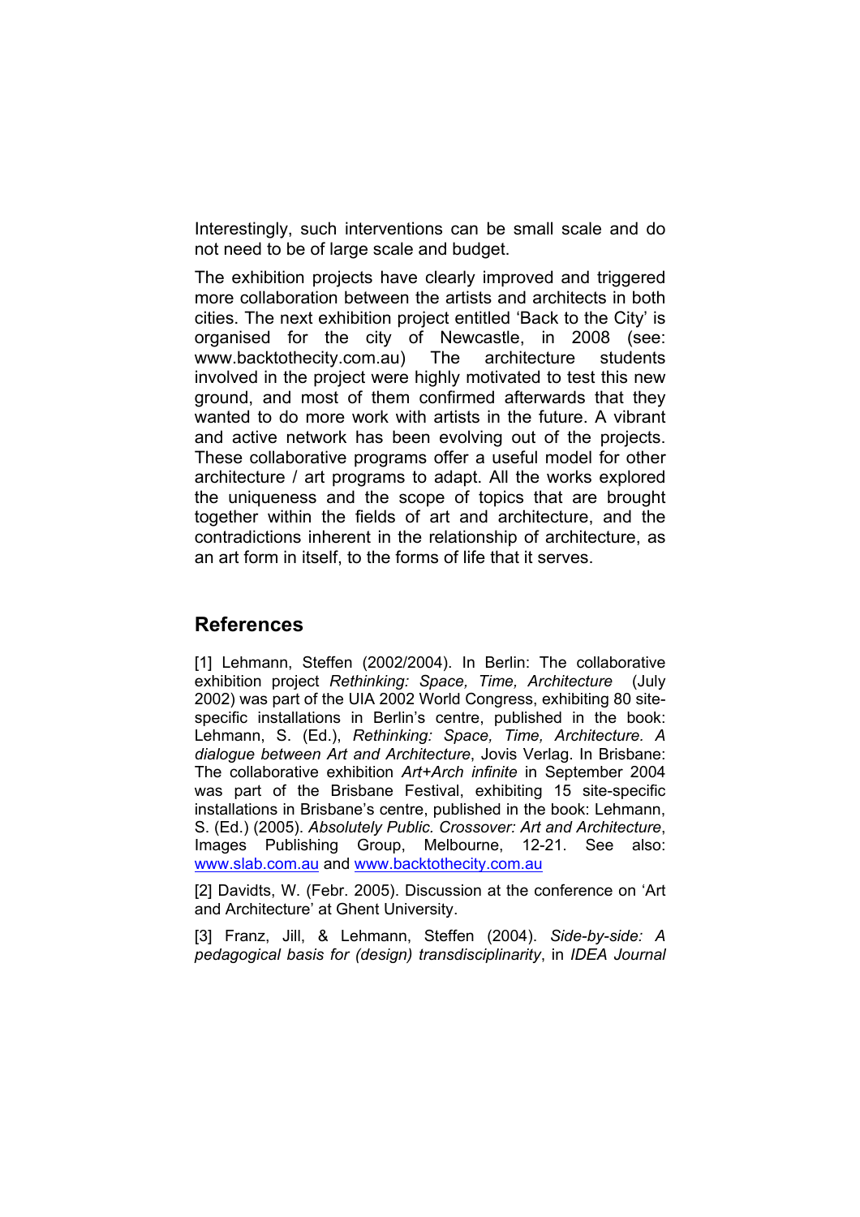Interestingly, such interventions can be small scale and do not need to be of large scale and budget.

The exhibition projects have clearly improved and triggered more collaboration between the artists and architects in both cities. The next exhibition project entitled 'Back to the City' is organised for the city of Newcastle, in 2008 (see: www.backtothecity.com.au) The architecture students involved in the project were highly motivated to test this new ground, and most of them confirmed afterwards that they wanted to do more work with artists in the future. A vibrant and active network has been evolving out of the projects. These collaborative programs offer a useful model for other architecture / art programs to adapt. All the works explored the uniqueness and the scope of topics that are brought together within the fields of art and architecture, and the contradictions inherent in the relationship of architecture, as an art form in itself, to the forms of life that it serves.

## References

[1] Lehmann, Steffen (2002/2004). In Berlin: The collaborative exhibition project *Rethinking: Space, Time, Architecture* (July 2002) was part of the UIA 2002 World Congress, exhibiting 80 site-specific installations in Berlin's centre, published in the book: Lehmann, S. (Ed.), *Rethinking: Space, Time, Architecture. A dialogue between Art and Architecture*, Jovis Verlag. In Brisbane: The collaborative exhibition *Art+Arch infinite* in September 2004 was part of the Brisbane Festival, exhibiting 15 site-specific installations in Brisbane's centre, published in the book: Lehmann, S. (Ed.) (2005). *Absolutely Public. Crossover: Art and Architecture*, Images Publishing Group, Melbourne, 12-21. See also: www.slab.com.au and www.backtothecity.com.au

[2] Davidts, W. (Febr. 2005). Discussion at the conference on 'Art and Architecture' at Ghent University.

[3] Franz, Jill, & Lehmann, Steffen (2004). *Side-by-side: A pedagogical basis for (design) transdisciplinarity*, in *IDEA Journal*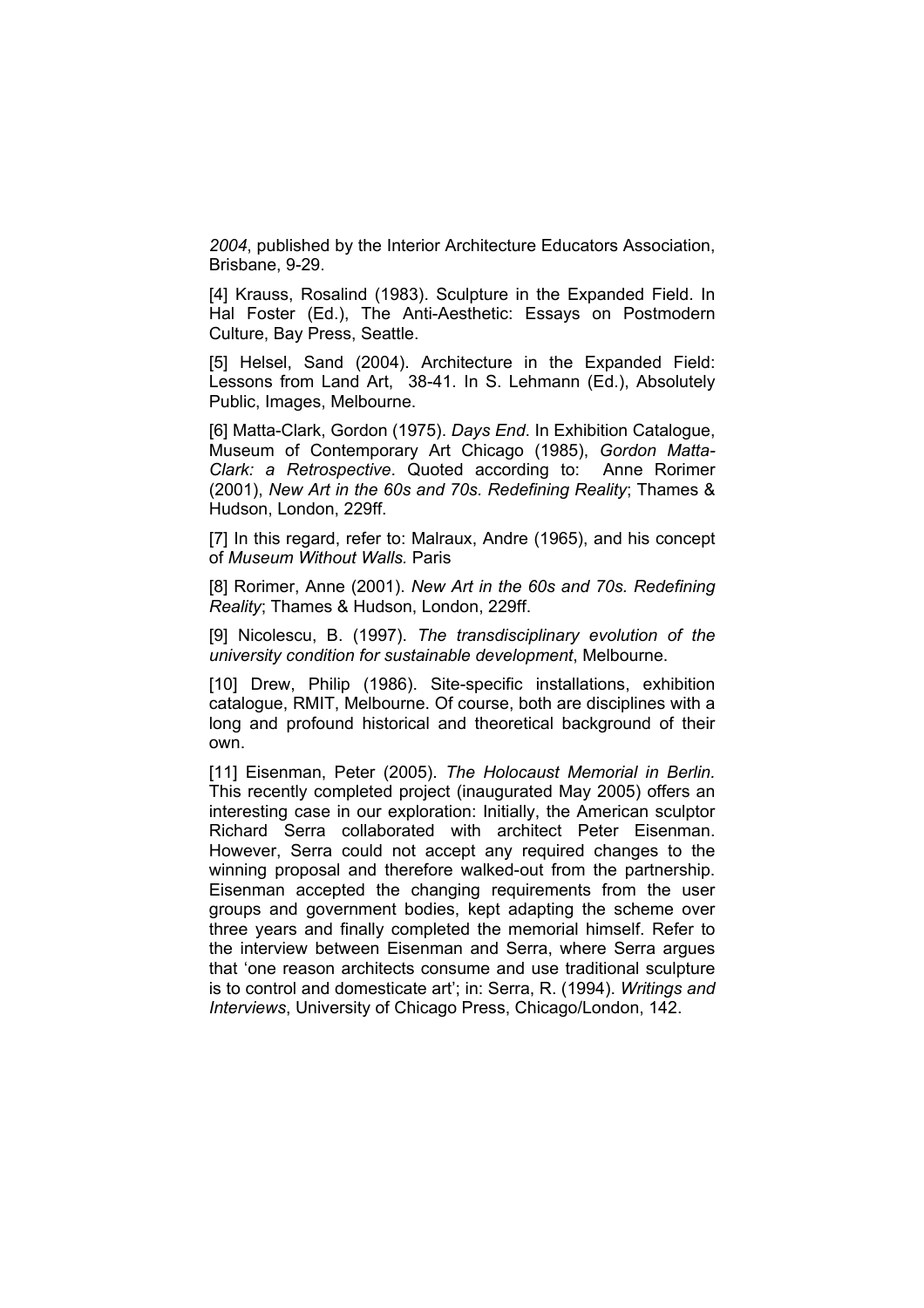*2004*, published by the Interior Architecture Educators Association, Brisbane, 9-29.

[4] Krauss, Rosalind (1983). Sculpture in the Expanded Field. In Hal Foster (Ed.), The Anti-Aesthetic: Essays on Postmodern Culture, Bay Press, Seattle.

[5] Helsel, Sand (2004). Architecture in the Expanded Field: Lessons from Land Art, 38-41. In S. Lehmann (Ed.), Absolutely Public, Images, Melbourne.

[6] Matta-Clark, Gordon (1975). *Days End*. In Exhibition Catalogue, Museum of Contemporary Art Chicago (1985), *Gordon Matta-Clark: a Retrospective*. Quoted according to: Anne Rorimer (2001), *New Art in the 60s and 70s. Redefining Reality*; Thames & Hudson, London, 229ff.

[7] In this regard, refer to: Malraux, Andre (1965), and his concept of *Museum Without Walls.* Paris

[8] Rorimer, Anne (2001). *New Art in the 60s and 70s. Redefining Reality*; Thames & Hudson, London, 229ff.

[9] Nicolescu, B. (1997). *The transdisciplinary evolution of the university condition for sustainable development*, Melbourne.

[10] Drew, Philip (1986). Site-specific installations, exhibition catalogue, RMIT, Melbourne. Of course, both are disciplines with a long and profound historical and theoretical background of their own.

[11] Eisenman, Peter (2005). *The Holocaust Memorial in Berlin.* This recently completed project (inaugurated May 2005) offers an interesting case in our exploration: Initially, the American sculptor Richard Serra collaborated with architect Peter Eisenman. However, Serra could not accept any required changes to the winning proposal and therefore walked-out from the partnership. Eisenman accepted the changing requirements from the user groups and government bodies, kept adapting the scheme over three years and finally completed the memorial himself. Refer to the interview between Eisenman and Serra, where Serra argues that 'one reason architects consume and use traditional sculpture is to control and domesticate art'; in: Serra, R. (1994). *Writings and Interviews*, University of Chicago Press, Chicago/London, 142.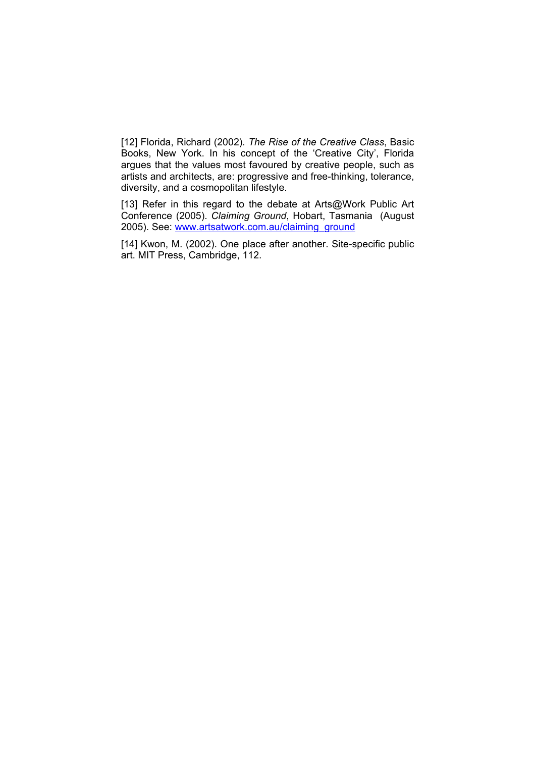[12] Florida, Richard (2002). *The Rise of the Creative Class*, Basic Books, New York. In his concept of the 'Creative City', Florida argues that the values most favoured by creative people, such as artists and architects, are: progressive and free-thinking, tolerance, diversity, and a cosmopolitan lifestyle.

[13] Refer in this regard to the debate at Arts@Work Public Art Conference (2005). *Claiming Ground*, Hobart, Tasmania (August 2005). See: www.artsatwork.com.au/claiming_ground

[14] Kwon, M. (2002). One place after another. Site-specific public art. MIT Press, Cambridge, 112.